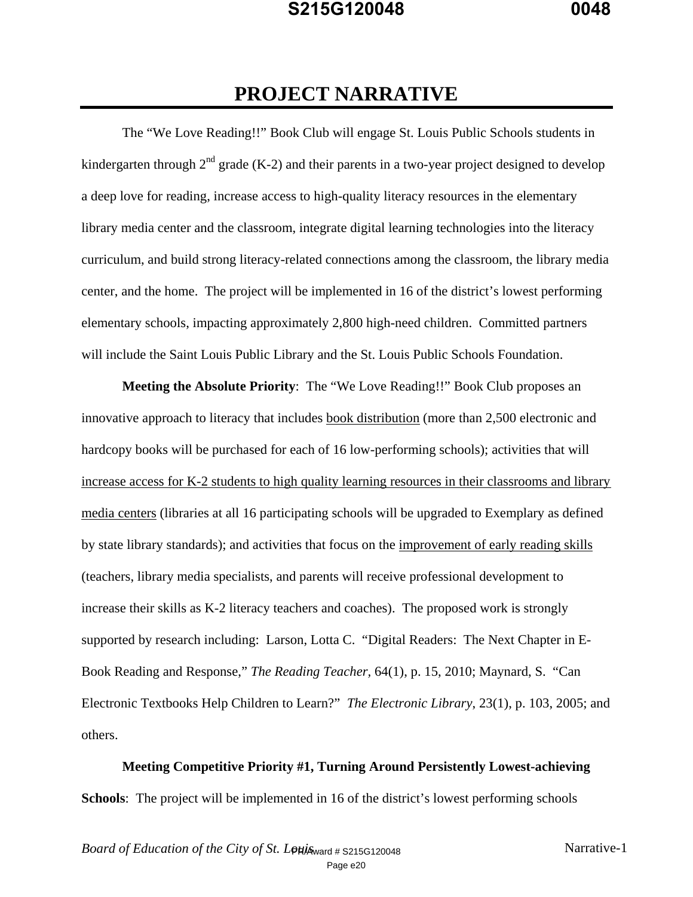# PROJECT NARRATIVE

The "We Love Reading!!" Book Club will engage St. Louis Public Schools students in kindergarten through 2nd grade (K-2) and their parents in a two-year project designed to develop a deep love for reading, increase access to high-quality literacy resources in the elementary library media center and the classroom, integrate digital learning technologies into the literacy curriculum, and build strong literacy-related connections among the classroom, the library media center, and the home. The project will be implemented in 16 of the district's lowest performing elementary schools, impacting approximately 2,800 high-need children. Committed partners will include the Saint Louis Public Library and the St. Louis Public Schools Foundation.

**Meeting the Absolute Priority**: The "We Love Reading!!" Book Club proposes an innovative approach to literacy that includes book distribution (more than 2,500 electronic and hardcopy books will be purchased for each of 16 low-performing schools); activities that will increase access for K-2 students to high quality learning resources in their classrooms and library media centers (libraries at all 16 participating schools will be upgraded to Exemplary as defined by state library standards); and activities that focus on the improvement of early reading skills (teachers, library media specialists, and parents will receive professional development to increase their skills as K-2 literacy teachers and coaches). The proposed work is strongly supported by research including: Larson, Lotta C. "Digital Readers: The Next Chapter in E-Book Reading and Response," *The Reading Teacher*, 64(1), p. 15, 2010; Maynard, S. "Can Electronic Textbooks Help Children to Learn?" *The Electronic Library*, 23(1), p. 103, 2005; and others.

**Meeting Competitive Priority #1, Turning Around Persistently Lowest-achieving Schools**: The project will be implemented in 16 of the district's lowest performing schools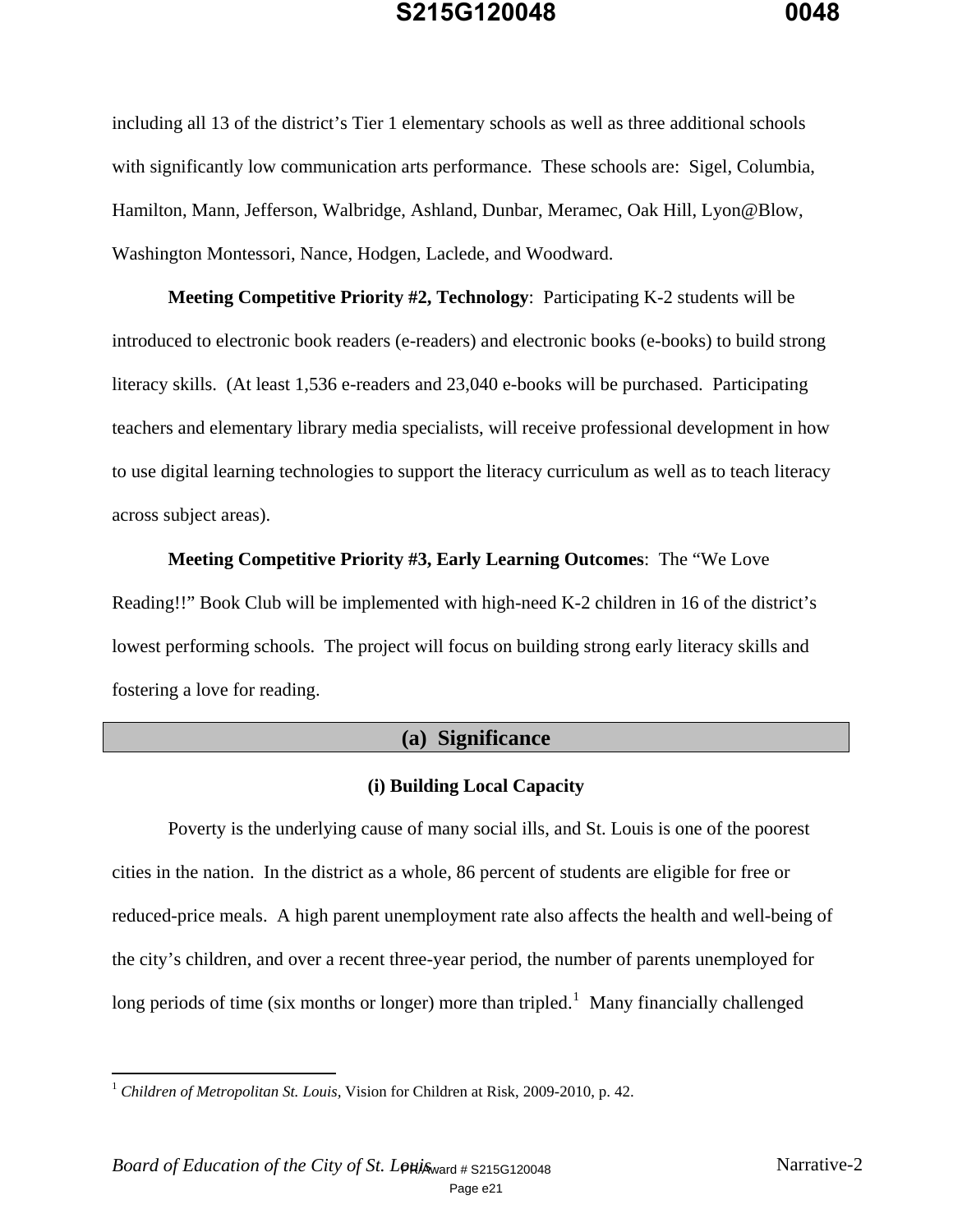including all 13 of the district's Tier 1 elementary schools as well as three additional schools with significantly low communication arts performance. These schools are: Sigel, Columbia, Hamilton, Mann, Jefferson, Walbridge, Ashland, Dunbar, Meramec, Oak Hill, Lyon@Blow, Washington Montessori, Nance, Hodgen, Laclede, and Woodward.

**Meeting Competitive Priority #2, Technology**: Participating K-2 students will be introduced to electronic book readers (e-readers) and electronic books (e-books) to build strong literacy skills. (At least 1,536 e-readers and 23,040 e-books will be purchased. Participating teachers and elementary library media specialists, will receive professional development in how to use digital learning technologies to support the literacy curriculum as well as to teach literacy across subject areas).

**Meeting Competitive Priority #3, Early Learning Outcomes**: The "We Love Reading!!" Book Club will be implemented with high-need K-2 children in 16 of the district's lowest performing schools. The project will focus on building strong early literacy skills and fostering a love for reading.

## (a) Significance

### (i) Building Local Capacity

Poverty is the underlying cause of many social ills, and St. Louis is one of the poorest cities in the nation. In the district as a whole, 86 percent of students are eligible for free or reduced-price meals. A high parent unemployment rate also affects the health and well-being of the city's children, and over a recent three-year period, the number of parents unemployed for long periods of time (six months or longer) more than tripled.[1] Many financially challenged

---

[1] *Children of Metropolitan St. Louis,* Vision for Children at Risk, 2009-2010, p. 42.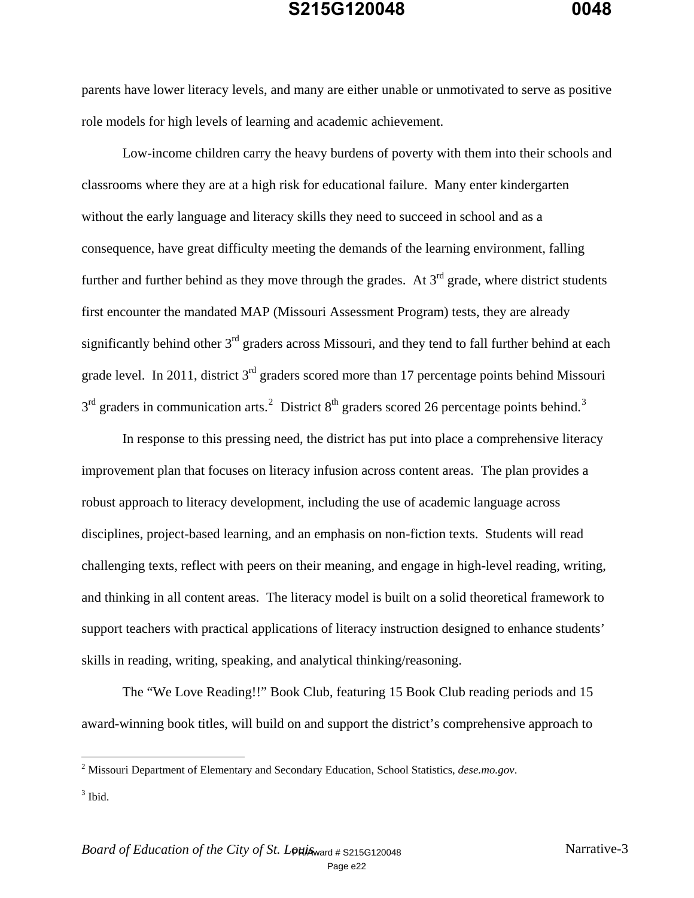parents have lower literacy levels, and many are either unable or unmotivated to serve as positive role models for high levels of learning and academic achievement.

Low-income children carry the heavy burdens of poverty with them into their schools and classrooms where they are at a high risk for educational failure. Many enter kindergarten without the early language and literacy skills they need to succeed in school and as a consequence, have great difficulty meeting the demands of the learning environment, falling further and further behind as they move through the grades. At 3rd grade, where district students first encounter the mandated MAP (Missouri Assessment Program) tests, they are already significantly behind other 3rd graders across Missouri, and they tend to fall further behind at each grade level. In 2011, district 3rd graders scored more than 17 percentage points behind Missouri 3rd graders in communication arts.[2] District 8th graders scored 26 percentage points behind.[3]

In response to this pressing need, the district has put into place a comprehensive literacy improvement plan that focuses on literacy infusion across content areas. The plan provides a robust approach to literacy development, including the use of academic language across disciplines, project-based learning, and an emphasis on non-fiction texts. Students will read challenging texts, reflect with peers on their meaning, and engage in high-level reading, writing, and thinking in all content areas. The literacy model is built on a solid theoretical framework to support teachers with practical applications of literacy instruction designed to enhance students' skills in reading, writing, speaking, and analytical thinking/reasoning.

The "We Love Reading!!" Book Club, featuring 15 Book Club reading periods and 15 award-winning book titles, will build on and support the district's comprehensive approach to

---

[2] Missouri Department of Elementary and Secondary Education, School Statistics, *dese.mo.gov*.

[3] Ibid.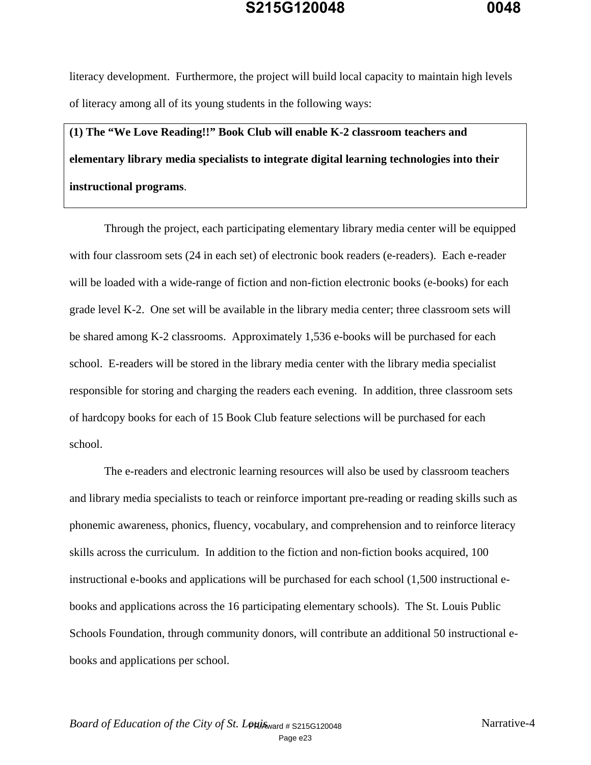literacy development. Furthermore, the project will build local capacity to maintain high levels of literacy among all of its young students in the following ways:

**(1) The "We Love Reading!!" Book Club will enable K-2 classroom teachers and elementary library media specialists to integrate digital learning technologies into their instructional programs**.

Through the project, each participating elementary library media center will be equipped with four classroom sets (24 in each set) of electronic book readers (e-readers). Each e-reader will be loaded with a wide-range of fiction and non-fiction electronic books (e-books) for each grade level K-2. One set will be available in the library media center; three classroom sets will be shared among K-2 classrooms. Approximately 1,536 e-books will be purchased for each school. E-readers will be stored in the library media center with the library media specialist responsible for storing and charging the readers each evening. In addition, three classroom sets of hardcopy books for each of 15 Book Club feature selections will be purchased for each school.

The e-readers and electronic learning resources will also be used by classroom teachers and library media specialists to teach or reinforce important pre-reading or reading skills such as phonemic awareness, phonics, fluency, vocabulary, and comprehension and to reinforce literacy skills across the curriculum. In addition to the fiction and non-fiction books acquired, 100 instructional e-books and applications will be purchased for each school (1,500 instructional e-books and applications across the 16 participating elementary schools). The St. Louis Public Schools Foundation, through community donors, will contribute an additional 50 instructional e-books and applications per school.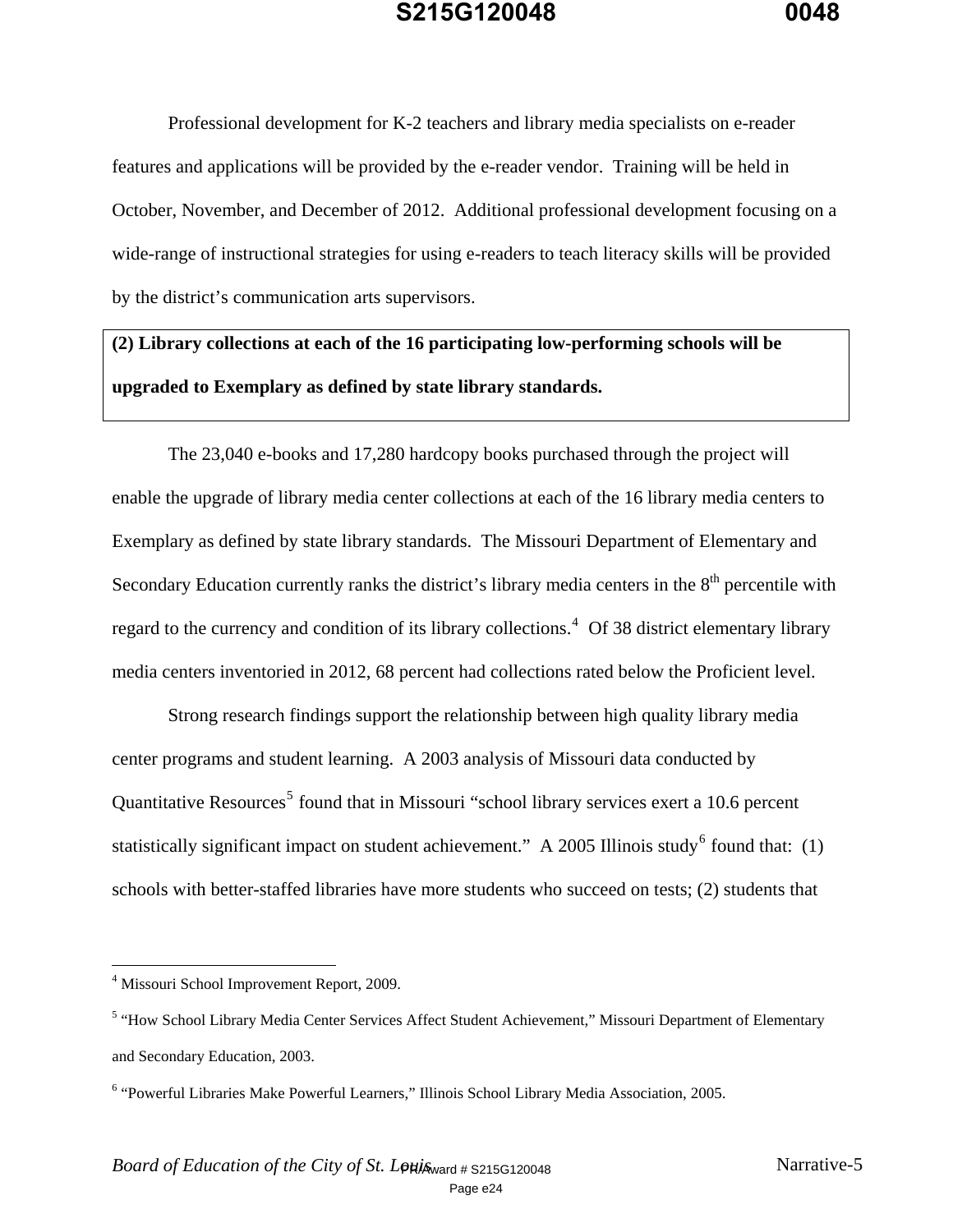Professional development for K-2 teachers and library media specialists on e-reader features and applications will be provided by the e-reader vendor. Training will be held in October, November, and December of 2012. Additional professional development focusing on a wide-range of instructional strategies for using e-readers to teach literacy skills will be provided by the district's communication arts supervisors.

**(2) Library collections at each of the 16 participating low-performing schools will be upgraded to Exemplary as defined by state library standards.**

The 23,040 e-books and 17,280 hardcopy books purchased through the project will enable the upgrade of library media center collections at each of the 16 library media centers to Exemplary as defined by state library standards. The Missouri Department of Elementary and Secondary Education currently ranks the district's library media centers in the 8th percentile with regard to the currency and condition of its library collections.[4] Of 38 district elementary library media centers inventoried in 2012, 68 percent had collections rated below the Proficient level.

Strong research findings support the relationship between high quality library media center programs and student learning. A 2003 analysis of Missouri data conducted by Quantitative Resources[5] found that in Missouri "school library services exert a 10.6 percent statistically significant impact on student achievement." A 2005 Illinois study[6] found that: (1) schools with better-staffed libraries have more students who succeed on tests; (2) students that

---

[4] Missouri School Improvement Report, 2009.

[5] "How School Library Media Center Services Affect Student Achievement," Missouri Department of Elementary and Secondary Education, 2003.

[6] "Powerful Libraries Make Powerful Learners," Illinois School Library Media Association, 2005.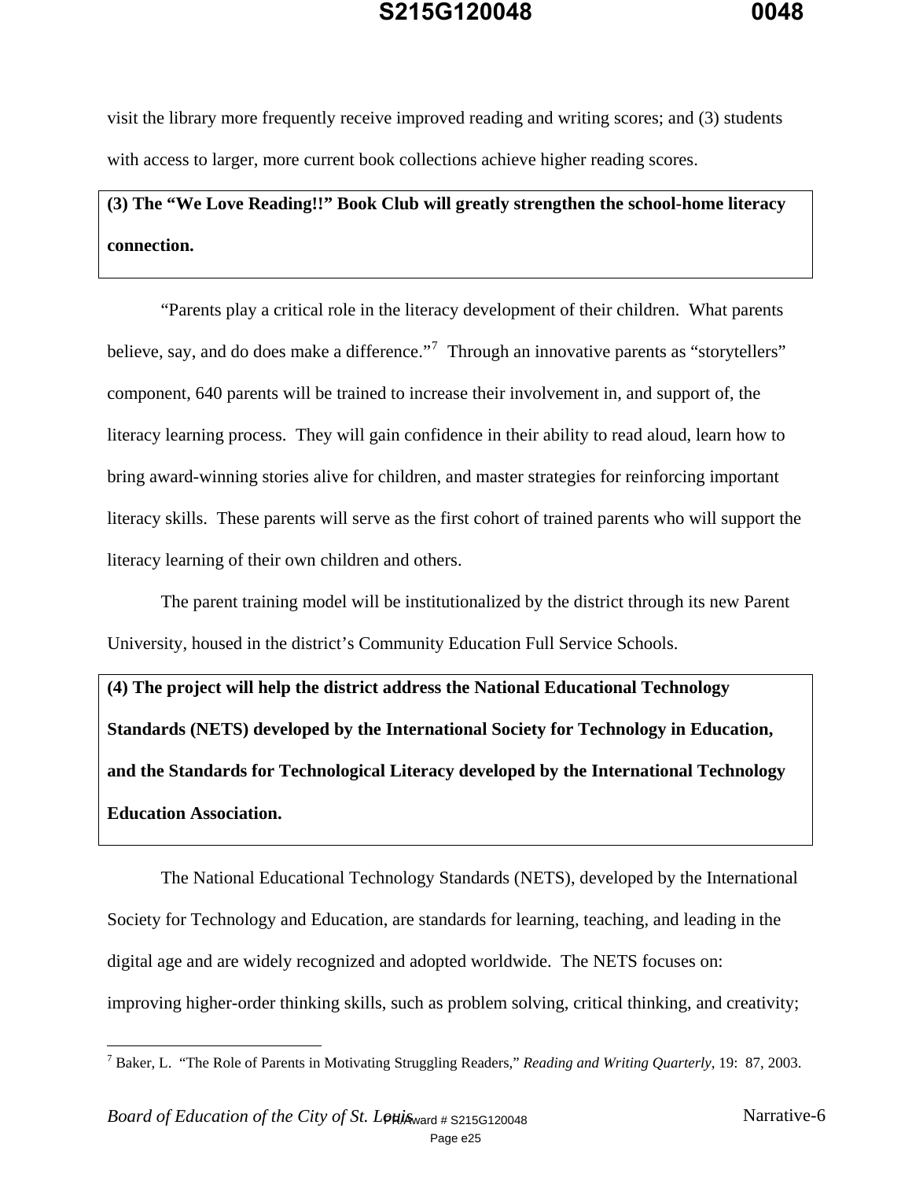visit the library more frequently receive improved reading and writing scores; and (3) students with access to larger, more current book collections achieve higher reading scores.

**(3) The "We Love Reading!!" Book Club will greatly strengthen the school-home literacy connection.**

"Parents play a critical role in the literacy development of their children. What parents believe, say, and do does make a difference."[7] Through an innovative parents as "storytellers" component, 640 parents will be trained to increase their involvement in, and support of, the literacy learning process. They will gain confidence in their ability to read aloud, learn how to bring award-winning stories alive for children, and master strategies for reinforcing important literacy skills. These parents will serve as the first cohort of trained parents who will support the literacy learning of their own children and others.

The parent training model will be institutionalized by the district through its new Parent University, housed in the district's Community Education Full Service Schools.

**(4) The project will help the district address the National Educational Technology Standards (NETS) developed by the International Society for Technology in Education, and the Standards for Technological Literacy developed by the International Technology Education Association.**

The National Educational Technology Standards (NETS), developed by the International Society for Technology and Education, are standards for learning, teaching, and leading in the digital age and are widely recognized and adopted worldwide. The NETS focuses on: improving higher-order thinking skills, such as problem solving, critical thinking, and creativity;

---

[7] Baker, L. "The Role of Parents in Motivating Struggling Readers," *Reading and Writing Quarterly*, 19: 87, 2003.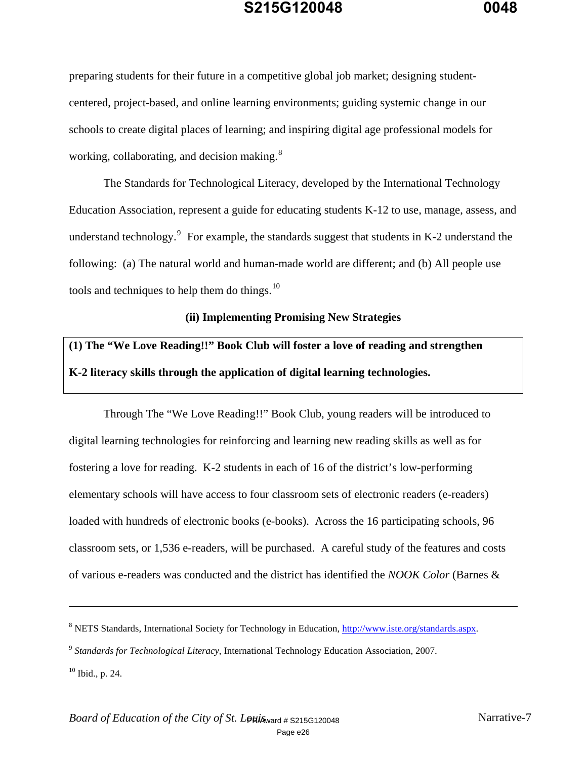preparing students for their future in a competitive global job market; designing student-centered, project-based, and online learning environments; guiding systemic change in our schools to create digital places of learning; and inspiring digital age professional models for working, collaborating, and decision making.[8]

The Standards for Technological Literacy, developed by the International Technology Education Association, represent a guide for educating students K-12 to use, manage, assess, and understand technology.[9] For example, the standards suggest that students in K-2 understand the following: (a) The natural world and human-made world are different; and (b) All people use tools and techniques to help them do things.[10]

### (ii) Implementing Promising New Strategies

**(1) The "We Love Reading!!" Book Club will foster a love of reading and strengthen K-2 literacy skills through the application of digital learning technologies.**

Through The "We Love Reading!!" Book Club, young readers will be introduced to digital learning technologies for reinforcing and learning new reading skills as well as for fostering a love for reading. K-2 students in each of 16 of the district's low-performing elementary schools will have access to four classroom sets of electronic readers (e-readers) loaded with hundreds of electronic books (e-books). Across the 16 participating schools, 96 classroom sets, or 1,536 e-readers, will be purchased. A careful study of the features and costs of various e-readers was conducted and the district has identified the *NOOK Color* (Barnes &

---

[8] NETS Standards, International Society for Technology in Education, http://www.iste.org/standards.aspx.

[9] *Standards for Technological Literacy*, International Technology Education Association, 2007.

[10] Ibid., p. 24.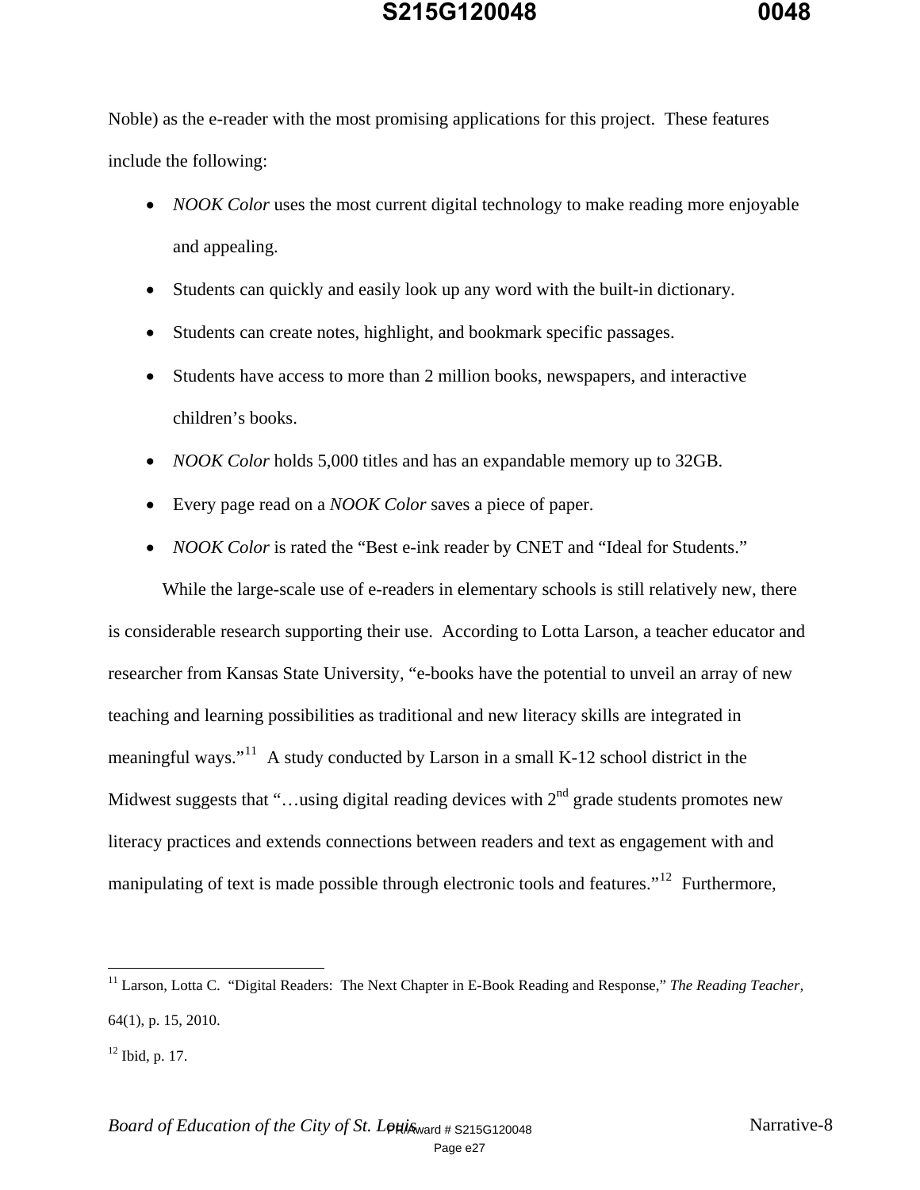Noble) as the e-reader with the most promising applications for this project. These features include the following:

- *NOOK Color* uses the most current digital technology to make reading more enjoyable and appealing.
- Students can quickly and easily look up any word with the built-in dictionary.
- Students can create notes, highlight, and bookmark specific passages.
- Students have access to more than 2 million books, newspapers, and interactive children's books.
- *NOOK Color* holds 5,000 titles and has an expandable memory up to 32GB.
- Every page read on a *NOOK Color* saves a piece of paper.
- *NOOK Color* is rated the "Best e-ink reader by CNET and "Ideal for Students."

While the large-scale use of e-readers in elementary schools is still relatively new, there is considerable research supporting their use. According to Lotta Larson, a teacher educator and researcher from Kansas State University, "e-books have the potential to unveil an array of new teaching and learning possibilities as traditional and new literacy skills are integrated in meaningful ways."[11] A study conducted by Larson in a small K-12 school district in the Midwest suggests that "…using digital reading devices with 2nd grade students promotes new literacy practices and extends connections between readers and text as engagement with and manipulating of text is made possible through electronic tools and features."[12] Furthermore,

---

[11] Larson, Lotta C. "Digital Readers: The Next Chapter in E-Book Reading and Response," *The Reading Teacher,* 64(1), p. 15, 2010.

[12] Ibid, p. 17.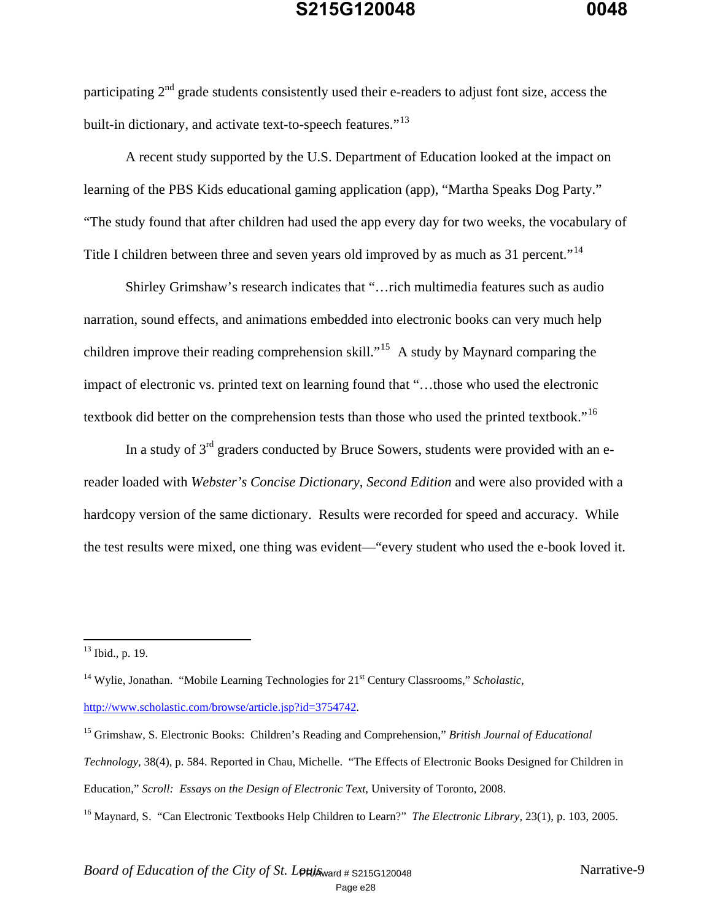participating 2nd grade students consistently used their e-readers to adjust font size, access the built-in dictionary, and activate text-to-speech features."[13]

A recent study supported by the U.S. Department of Education looked at the impact on learning of the PBS Kids educational gaming application (app), "Martha Speaks Dog Party." "The study found that after children had used the app every day for two weeks, the vocabulary of Title I children between three and seven years old improved by as much as 31 percent."[14]

Shirley Grimshaw's research indicates that "…rich multimedia features such as audio narration, sound effects, and animations embedded into electronic books can very much help children improve their reading comprehension skill."[15] A study by Maynard comparing the impact of electronic vs. printed text on learning found that "…those who used the electronic textbook did better on the comprehension tests than those who used the printed textbook."[16]

In a study of 3rd graders conducted by Bruce Sowers, students were provided with an e-reader loaded with *Webster's Concise Dictionary, Second Edition* and were also provided with a hardcopy version of the same dictionary. Results were recorded for speed and accuracy. While the test results were mixed, one thing was evident—"every student who used the e-book loved it.

---

[13] Ibid., p. 19.

[14] Wylie, Jonathan. "Mobile Learning Technologies for 21st Century Classrooms," *Scholastic*, http://www.scholastic.com/browse/article.jsp?id=3754742.

[15] Grimshaw, S. Electronic Books: Children's Reading and Comprehension," *British Journal of Educational Technology*, 38(4), p. 584. Reported in Chau, Michelle. "The Effects of Electronic Books Designed for Children in Education," *Scroll: Essays on the Design of Electronic Text*, University of Toronto, 2008.

[16] Maynard, S. "Can Electronic Textbooks Help Children to Learn?" *The Electronic Library*, 23(1), p. 103, 2005.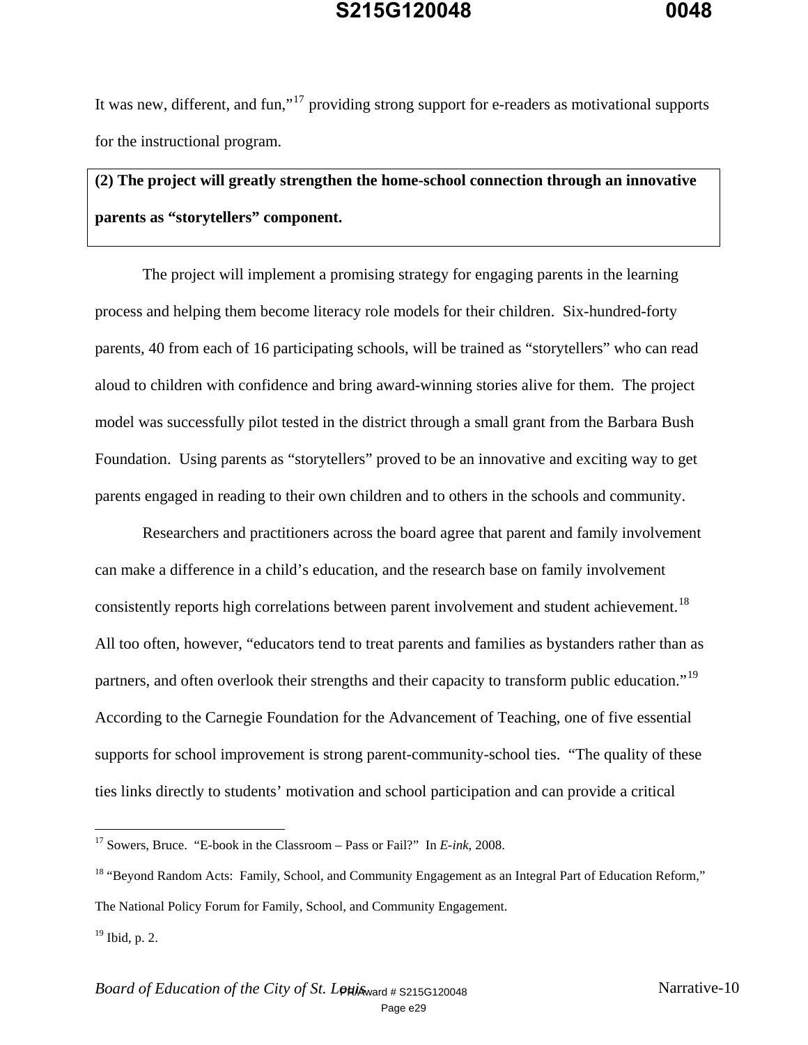It was new, different, and fun,"[17] providing strong support for e-readers as motivational supports for the instructional program.

**(2) The project will greatly strengthen the home-school connection through an innovative parents as "storytellers" component.**

The project will implement a promising strategy for engaging parents in the learning process and helping them become literacy role models for their children. Six-hundred-forty parents, 40 from each of 16 participating schools, will be trained as "storytellers" who can read aloud to children with confidence and bring award-winning stories alive for them. The project model was successfully pilot tested in the district through a small grant from the Barbara Bush Foundation. Using parents as "storytellers" proved to be an innovative and exciting way to get parents engaged in reading to their own children and to others in the schools and community.

Researchers and practitioners across the board agree that parent and family involvement can make a difference in a child's education, and the research base on family involvement consistently reports high correlations between parent involvement and student achievement.[18] All too often, however, "educators tend to treat parents and families as bystanders rather than as partners, and often overlook their strengths and their capacity to transform public education."[19] According to the Carnegie Foundation for the Advancement of Teaching, one of five essential supports for school improvement is strong parent-community-school ties. "The quality of these ties links directly to students' motivation and school participation and can provide a critical

---

[17] Sowers, Bruce. "E-book in the Classroom – Pass or Fail?" In *E-ink*, 2008.

[18] "Beyond Random Acts: Family, School, and Community Engagement as an Integral Part of Education Reform," The National Policy Forum for Family, School, and Community Engagement.

[19] Ibid, p. 2.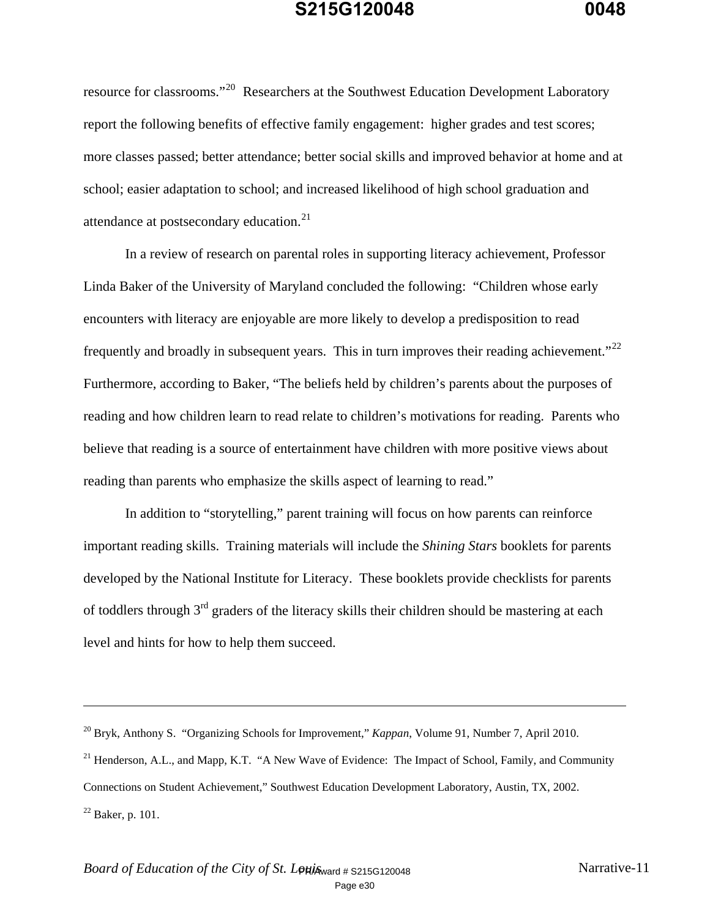resource for classrooms."[20] Researchers at the Southwest Education Development Laboratory report the following benefits of effective family engagement: higher grades and test scores; more classes passed; better attendance; better social skills and improved behavior at home and at school; easier adaptation to school; and increased likelihood of high school graduation and attendance at postsecondary education.[21]

In a review of research on parental roles in supporting literacy achievement, Professor Linda Baker of the University of Maryland concluded the following: "Children whose early encounters with literacy are enjoyable are more likely to develop a predisposition to read frequently and broadly in subsequent years. This in turn improves their reading achievement."[22] Furthermore, according to Baker, "The beliefs held by children's parents about the purposes of reading and how children learn to read relate to children's motivations for reading. Parents who believe that reading is a source of entertainment have children with more positive views about reading than parents who emphasize the skills aspect of learning to read."

In addition to "storytelling," parent training will focus on how parents can reinforce important reading skills. Training materials will include the *Shining Stars* booklets for parents developed by the National Institute for Literacy. These booklets provide checklists for parents of toddlers through 3rd graders of the literacy skills their children should be mastering at each level and hints for how to help them succeed.

---

[20] Bryk, Anthony S. "Organizing Schools for Improvement," *Kappan*, Volume 91, Number 7, April 2010.

[21] Henderson, A.L., and Mapp, K.T. "A New Wave of Evidence: The Impact of School, Family, and Community Connections on Student Achievement," Southwest Education Development Laboratory, Austin, TX, 2002.

[22] Baker, p. 101.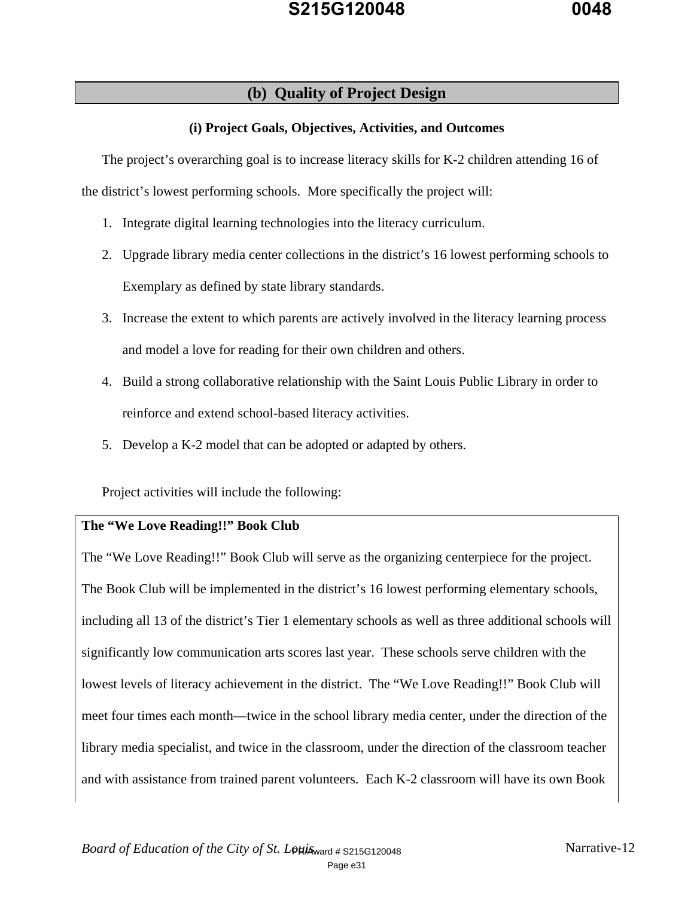## (b) Quality of Project Design

### (i) Project Goals, Objectives, Activities, and Outcomes

The project's overarching goal is to increase literacy skills for K-2 children attending 16 of the district's lowest performing schools. More specifically the project will:

1. Integrate digital learning technologies into the literacy curriculum.
2. Upgrade library media center collections in the district's 16 lowest performing schools to Exemplary as defined by state library standards.
3. Increase the extent to which parents are actively involved in the literacy learning process and model a love for reading for their own children and others.
4. Build a strong collaborative relationship with the Saint Louis Public Library in order to reinforce and extend school-based literacy activities.
5. Develop a K-2 model that can be adopted or adapted by others.

Project activities will include the following:

**The "We Love Reading!!" Book Club**

The "We Love Reading!!" Book Club will serve as the organizing centerpiece for the project. The Book Club will be implemented in the district's 16 lowest performing elementary schools, including all 13 of the district's Tier 1 elementary schools as well as three additional schools will significantly low communication arts scores last year. These schools serve children with the lowest levels of literacy achievement in the district. The "We Love Reading!!" Book Club will meet four times each month—twice in the school library media center, under the direction of the library media specialist, and twice in the classroom, under the direction of the classroom teacher and with assistance from trained parent volunteers. Each K-2 classroom will have its own Book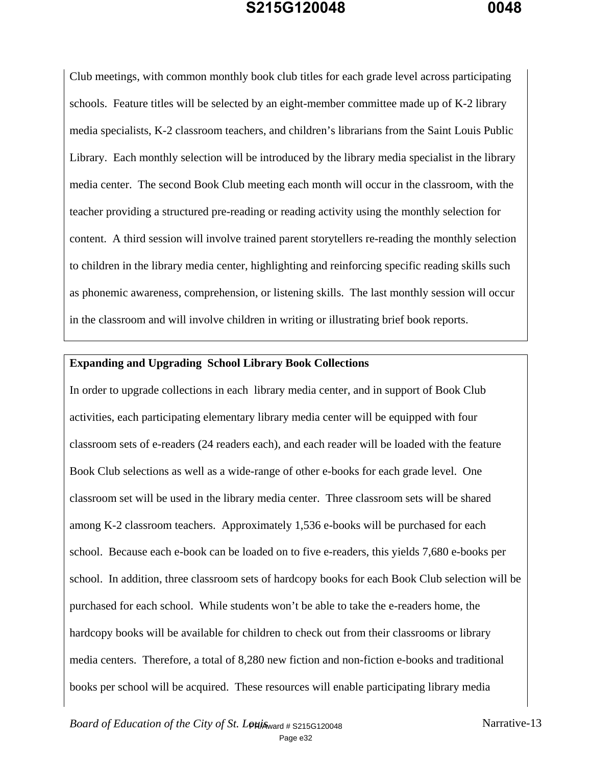Club meetings, with common monthly book club titles for each grade level across participating schools. Feature titles will be selected by an eight-member committee made up of K-2 library media specialists, K-2 classroom teachers, and children's librarians from the Saint Louis Public Library. Each monthly selection will be introduced by the library media specialist in the library media center. The second Book Club meeting each month will occur in the classroom, with the teacher providing a structured pre-reading or reading activity using the monthly selection for content. A third session will involve trained parent storytellers re-reading the monthly selection to children in the library media center, highlighting and reinforcing specific reading skills such as phonemic awareness, comprehension, or listening skills. The last monthly session will occur in the classroom and will involve children in writing or illustrating brief book reports.

**Expanding and Upgrading School Library Book Collections**

In order to upgrade collections in each library media center, and in support of Book Club activities, each participating elementary library media center will be equipped with four classroom sets of e-readers (24 readers each), and each reader will be loaded with the feature Book Club selections as well as a wide-range of other e-books for each grade level. One classroom set will be used in the library media center. Three classroom sets will be shared among K-2 classroom teachers. Approximately 1,536 e-books will be purchased for each school. Because each e-book can be loaded on to five e-readers, this yields 7,680 e-books per school. In addition, three classroom sets of hardcopy books for each Book Club selection will be purchased for each school. While students won't be able to take the e-readers home, the hardcopy books will be available for children to check out from their classrooms or library media centers. Therefore, a total of 8,280 new fiction and non-fiction e-books and traditional books per school will be acquired. These resources will enable participating library media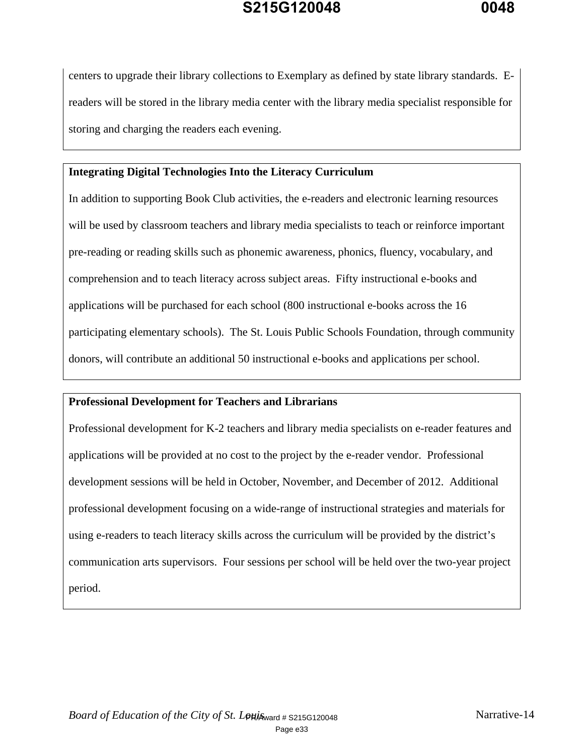centers to upgrade their library collections to Exemplary as defined by state library standards. E-readers will be stored in the library media center with the library media specialist responsible for storing and charging the readers each evening.

**Integrating Digital Technologies Into the Literacy Curriculum**

In addition to supporting Book Club activities, the e-readers and electronic learning resources will be used by classroom teachers and library media specialists to teach or reinforce important pre-reading or reading skills such as phonemic awareness, phonics, fluency, vocabulary, and comprehension and to teach literacy across subject areas. Fifty instructional e-books and applications will be purchased for each school (800 instructional e-books across the 16 participating elementary schools). The St. Louis Public Schools Foundation, through community donors, will contribute an additional 50 instructional e-books and applications per school.

**Professional Development for Teachers and Librarians**

Professional development for K-2 teachers and library media specialists on e-reader features and applications will be provided at no cost to the project by the e-reader vendor. Professional development sessions will be held in October, November, and December of 2012. Additional professional development focusing on a wide-range of instructional strategies and materials for using e-readers to teach literacy skills across the curriculum will be provided by the district's communication arts supervisors. Four sessions per school will be held over the two-year project period.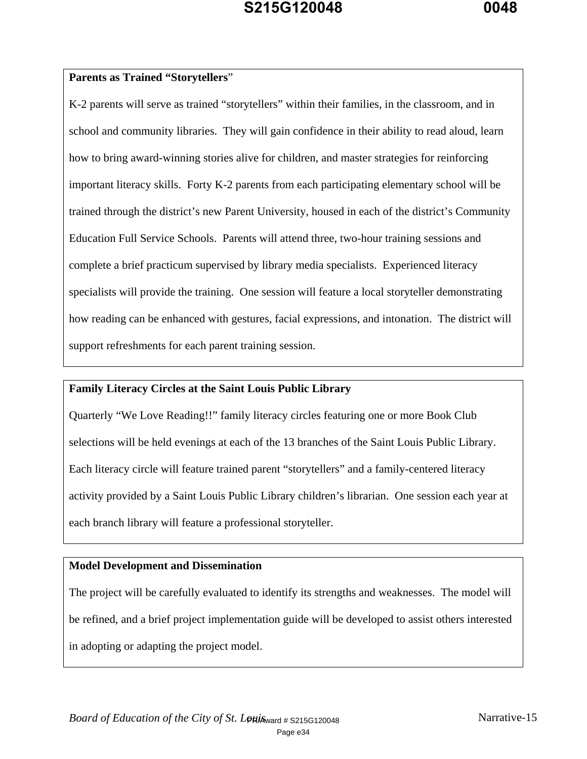**Parents as Trained "Storytellers"**

K-2 parents will serve as trained "storytellers" within their families, in the classroom, and in school and community libraries. They will gain confidence in their ability to read aloud, learn how to bring award-winning stories alive for children, and master strategies for reinforcing important literacy skills. Forty K-2 parents from each participating elementary school will be trained through the district's new Parent University, housed in each of the district's Community Education Full Service Schools. Parents will attend three, two-hour training sessions and complete a brief practicum supervised by library media specialists. Experienced literacy specialists will provide the training. One session will feature a local storyteller demonstrating how reading can be enhanced with gestures, facial expressions, and intonation. The district will support refreshments for each parent training session.

**Family Literacy Circles at the Saint Louis Public Library**

Quarterly "We Love Reading!!" family literacy circles featuring one or more Book Club selections will be held evenings at each of the 13 branches of the Saint Louis Public Library. Each literacy circle will feature trained parent "storytellers" and a family-centered literacy activity provided by a Saint Louis Public Library children's librarian. One session each year at each branch library will feature a professional storyteller.

**Model Development and Dissemination**

The project will be carefully evaluated to identify its strengths and weaknesses. The model will be refined, and a brief project implementation guide will be developed to assist others interested in adopting or adapting the project model.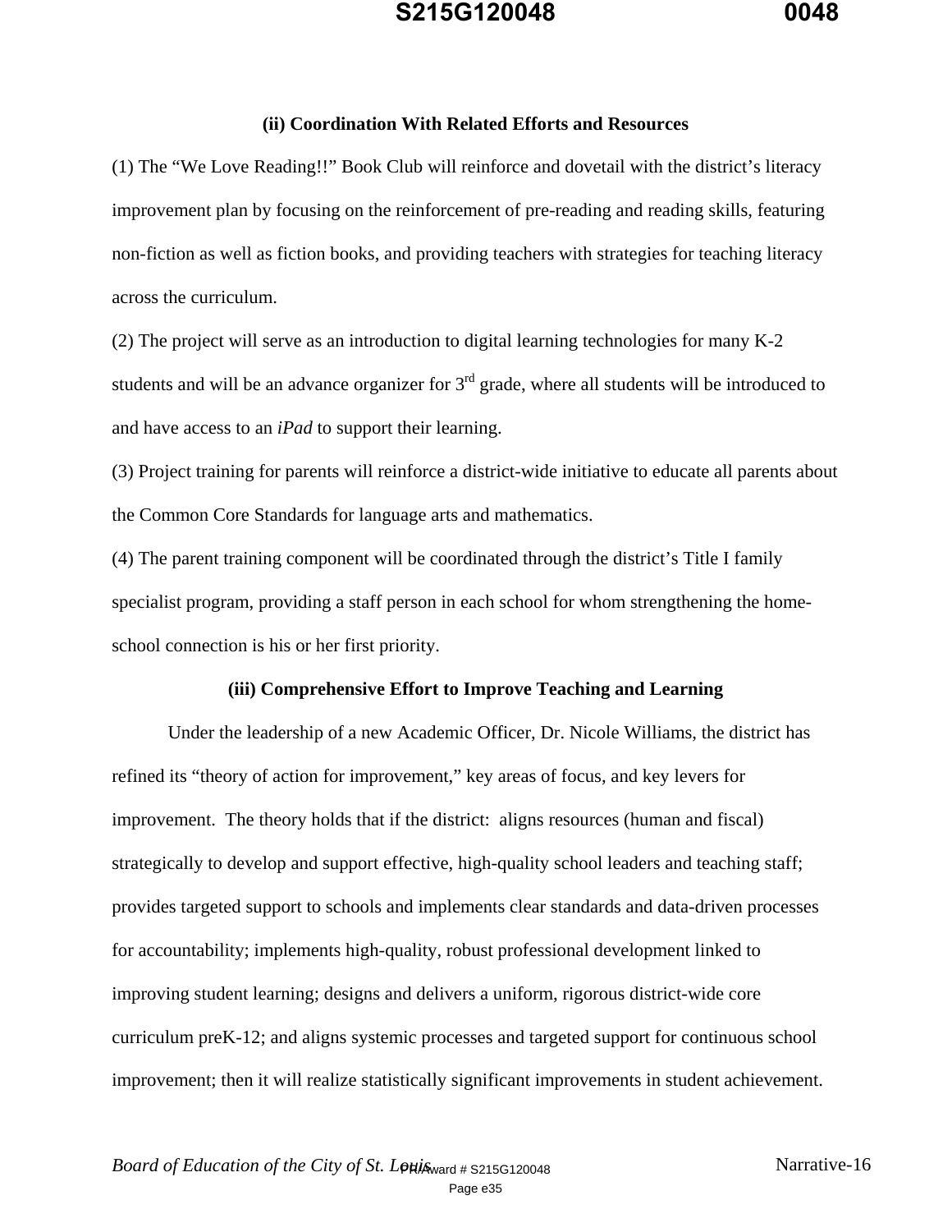### (ii) Coordination With Related Efforts and Resources

(1) The "We Love Reading!!" Book Club will reinforce and dovetail with the district's literacy improvement plan by focusing on the reinforcement of pre-reading and reading skills, featuring non-fiction as well as fiction books, and providing teachers with strategies for teaching literacy across the curriculum.

(2) The project will serve as an introduction to digital learning technologies for many K-2 students and will be an advance organizer for 3rd grade, where all students will be introduced to and have access to an *iPad* to support their learning.

(3) Project training for parents will reinforce a district-wide initiative to educate all parents about the Common Core Standards for language arts and mathematics.

(4) The parent training component will be coordinated through the district's Title I family specialist program, providing a staff person in each school for whom strengthening the home-school connection is his or her first priority.

### (iii) Comprehensive Effort to Improve Teaching and Learning

Under the leadership of a new Academic Officer, Dr. Nicole Williams, the district has refined its "theory of action for improvement," key areas of focus, and key levers for improvement. The theory holds that if the district: aligns resources (human and fiscal) strategically to develop and support effective, high-quality school leaders and teaching staff; provides targeted support to schools and implements clear standards and data-driven processes for accountability; implements high-quality, robust professional development linked to improving student learning; designs and delivers a uniform, rigorous district-wide core curriculum preK-12; and aligns systemic processes and targeted support for continuous school improvement; then it will realize statistically significant improvements in student achievement.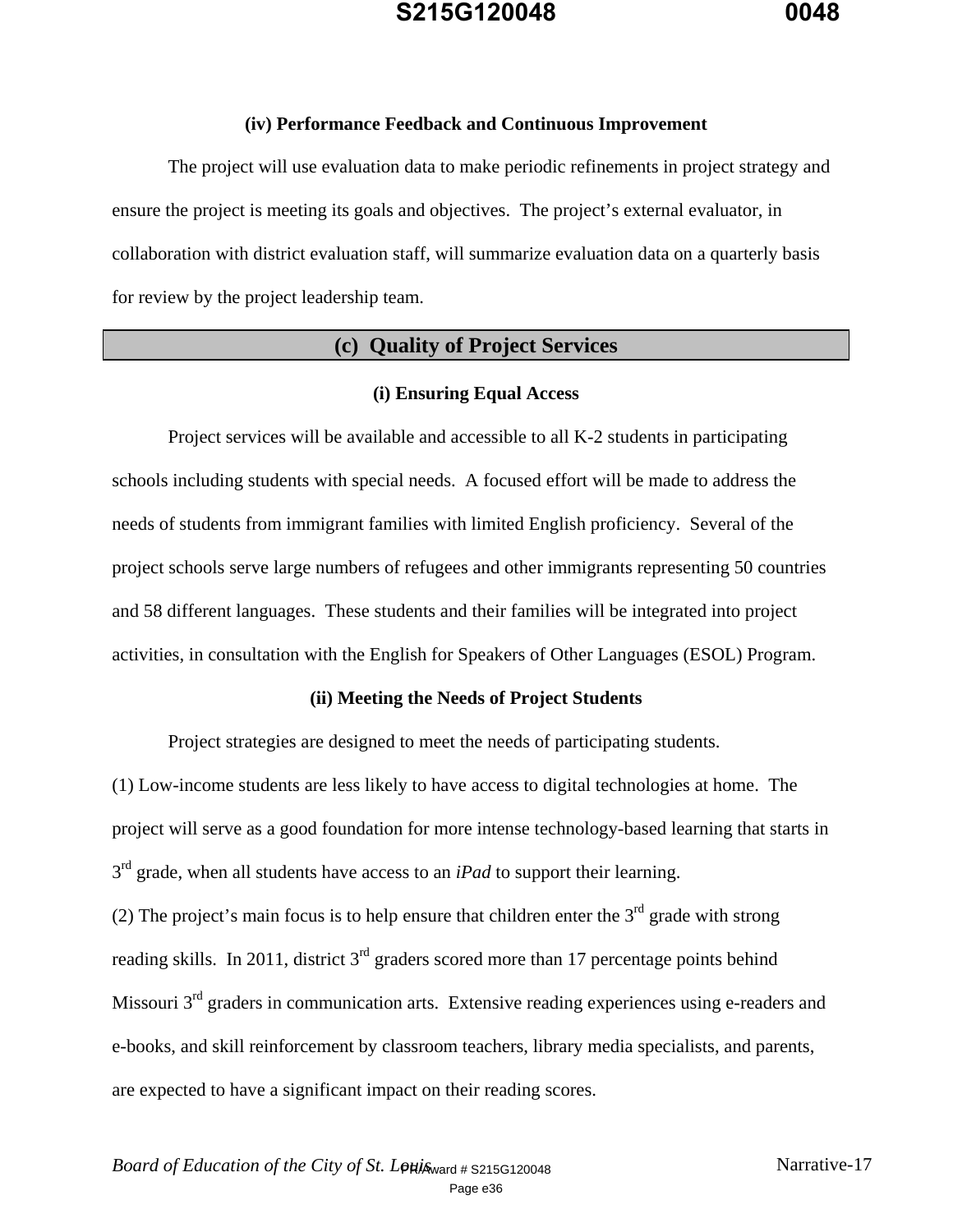### (iv) Performance Feedback and Continuous Improvement

The project will use evaluation data to make periodic refinements in project strategy and ensure the project is meeting its goals and objectives. The project's external evaluator, in collaboration with district evaluation staff, will summarize evaluation data on a quarterly basis for review by the project leadership team.

## (c) Quality of Project Services

### (i) Ensuring Equal Access

Project services will be available and accessible to all K-2 students in participating schools including students with special needs. A focused effort will be made to address the needs of students from immigrant families with limited English proficiency. Several of the project schools serve large numbers of refugees and other immigrants representing 50 countries and 58 different languages. These students and their families will be integrated into project activities, in consultation with the English for Speakers of Other Languages (ESOL) Program.

### (ii) Meeting the Needs of Project Students

Project strategies are designed to meet the needs of participating students.

(1) Low-income students are less likely to have access to digital technologies at home. The project will serve as a good foundation for more intense technology-based learning that starts in 3rd grade, when all students have access to an *iPad* to support their learning.

(2) The project's main focus is to help ensure that children enter the 3rd grade with strong reading skills. In 2011, district 3rd graders scored more than 17 percentage points behind Missouri 3rd graders in communication arts. Extensive reading experiences using e-readers and e-books, and skill reinforcement by classroom teachers, library media specialists, and parents, are expected to have a significant impact on their reading scores.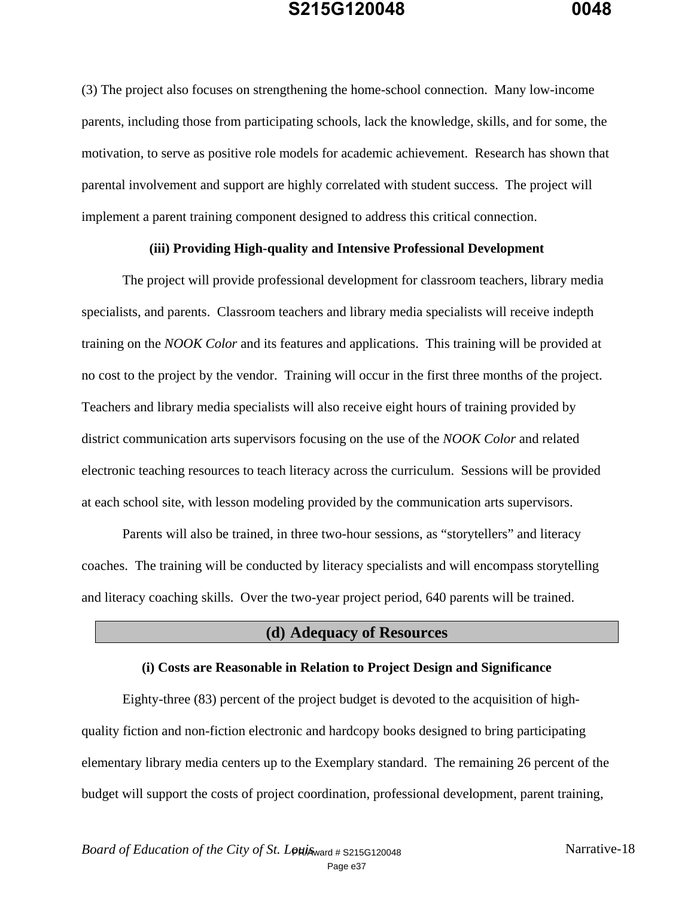(3) The project also focuses on strengthening the home-school connection. Many low-income parents, including those from participating schools, lack the knowledge, skills, and for some, the motivation, to serve as positive role models for academic achievement. Research has shown that parental involvement and support are highly correlated with student success. The project will implement a parent training component designed to address this critical connection.

### (iii) Providing High-quality and Intensive Professional Development

The project will provide professional development for classroom teachers, library media specialists, and parents. Classroom teachers and library media specialists will receive indepth training on the *NOOK Color* and its features and applications. This training will be provided at no cost to the project by the vendor. Training will occur in the first three months of the project. Teachers and library media specialists will also receive eight hours of training provided by district communication arts supervisors focusing on the use of the *NOOK Color* and related electronic teaching resources to teach literacy across the curriculum. Sessions will be provided at each school site, with lesson modeling provided by the communication arts supervisors.

Parents will also be trained, in three two-hour sessions, as "storytellers" and literacy coaches. The training will be conducted by literacy specialists and will encompass storytelling and literacy coaching skills. Over the two-year project period, 640 parents will be trained.

## (d) Adequacy of Resources

### (i) Costs are Reasonable in Relation to Project Design and Significance

Eighty-three (83) percent of the project budget is devoted to the acquisition of high-quality fiction and non-fiction electronic and hardcopy books designed to bring participating elementary library media centers up to the Exemplary standard. The remaining 26 percent of the budget will support the costs of project coordination, professional development, parent training,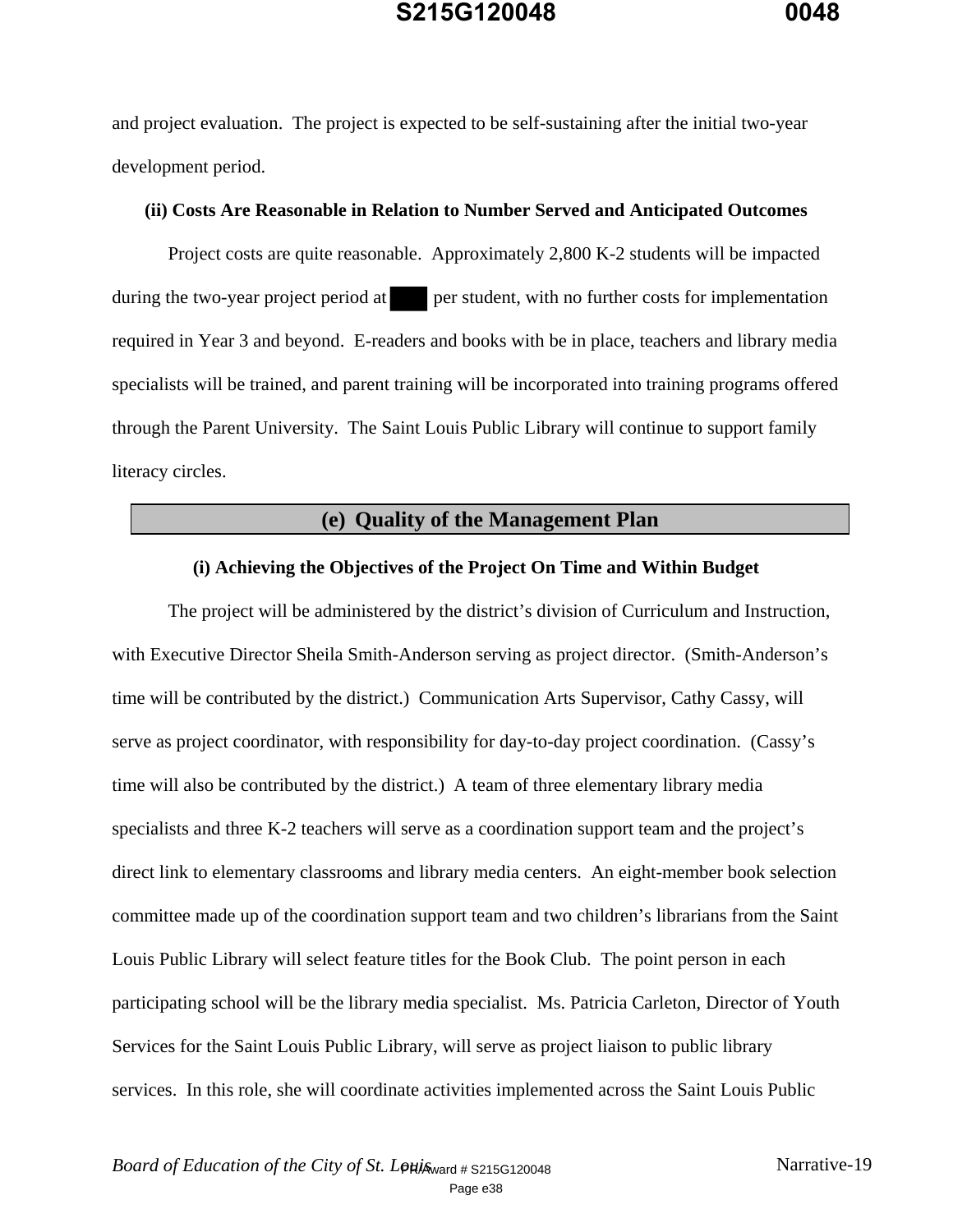and project evaluation. The project is expected to be self-sustaining after the initial two-year development period.

**(ii) Costs Are Reasonable in Relation to Number Served and Anticipated Outcomes**

Project costs are quite reasonable. Approximately 2,800 K-2 students will be impacted during the two-year project period at ███ per student, with no further costs for implementation required in Year 3 and beyond. E-readers and books with be in place, teachers and library media specialists will be trained, and parent training will be incorporated into training programs offered through the Parent University. The Saint Louis Public Library will continue to support family literacy circles.

## (e) Quality of the Management Plan

**(i) Achieving the Objectives of the Project On Time and Within Budget**

The project will be administered by the district's division of Curriculum and Instruction, with Executive Director Sheila Smith-Anderson serving as project director. (Smith-Anderson's time will be contributed by the district.) Communication Arts Supervisor, Cathy Cassy, will serve as project coordinator, with responsibility for day-to-day project coordination. (Cassy's time will also be contributed by the district.) A team of three elementary library media specialists and three K-2 teachers will serve as a coordination support team and the project's direct link to elementary classrooms and library media centers. An eight-member book selection committee made up of the coordination support team and two children's librarians from the Saint Louis Public Library will select feature titles for the Book Club. The point person in each participating school will be the library media specialist. Ms. Patricia Carleton, Director of Youth Services for the Saint Louis Public Library, will serve as project liaison to public library services. In this role, she will coordinate activities implemented across the Saint Louis Public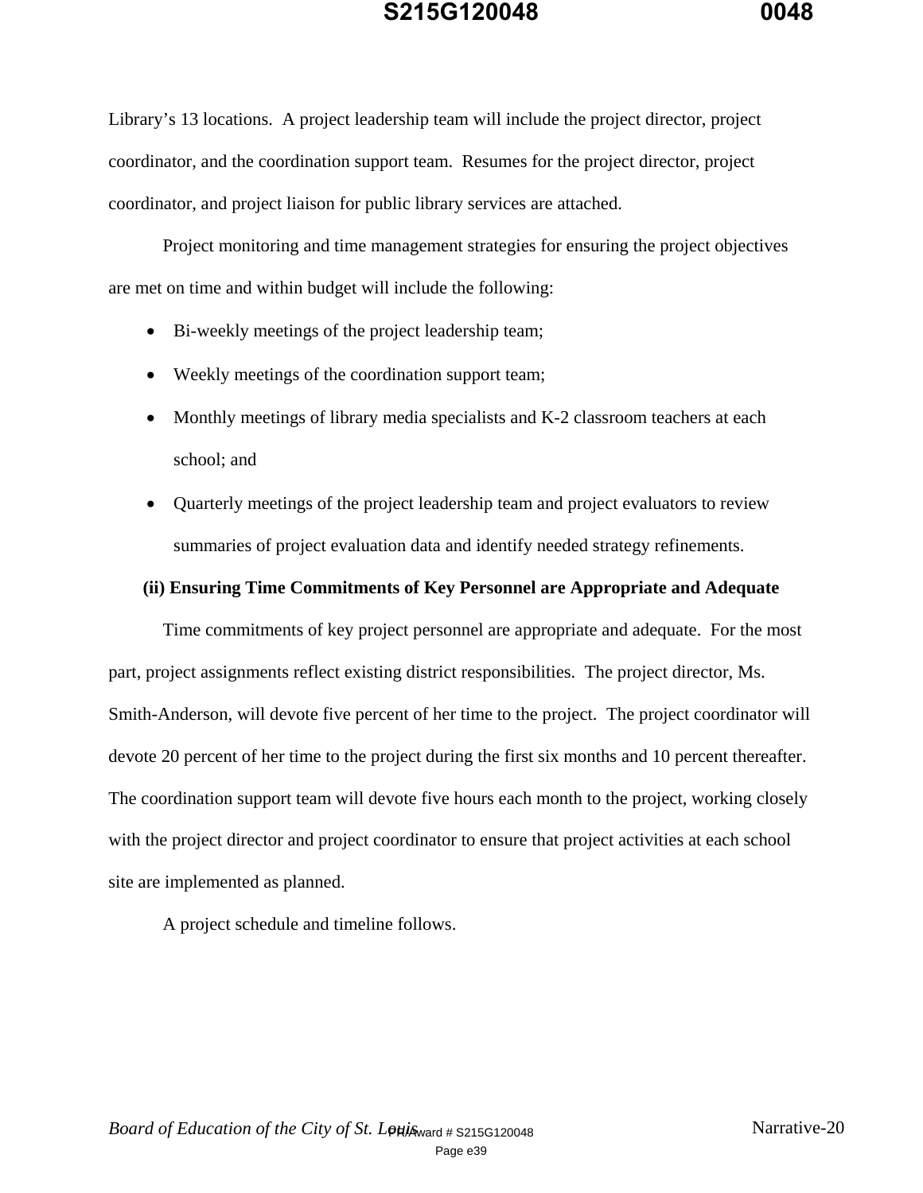Library's 13 locations. A project leadership team will include the project director, project coordinator, and the coordination support team. Resumes for the project director, project coordinator, and project liaison for public library services are attached.

Project monitoring and time management strategies for ensuring the project objectives are met on time and within budget will include the following:

- Bi-weekly meetings of the project leadership team;
- Weekly meetings of the coordination support team;
- Monthly meetings of library media specialists and K-2 classroom teachers at each school; and
- Quarterly meetings of the project leadership team and project evaluators to review summaries of project evaluation data and identify needed strategy refinements.

**(ii) Ensuring Time Commitments of Key Personnel are Appropriate and Adequate**

Time commitments of key project personnel are appropriate and adequate. For the most part, project assignments reflect existing district responsibilities. The project director, Ms. Smith-Anderson, will devote five percent of her time to the project. The project coordinator will devote 20 percent of her time to the project during the first six months and 10 percent thereafter. The coordination support team will devote five hours each month to the project, working closely with the project director and project coordinator to ensure that project activities at each school site are implemented as planned.

A project schedule and timeline follows.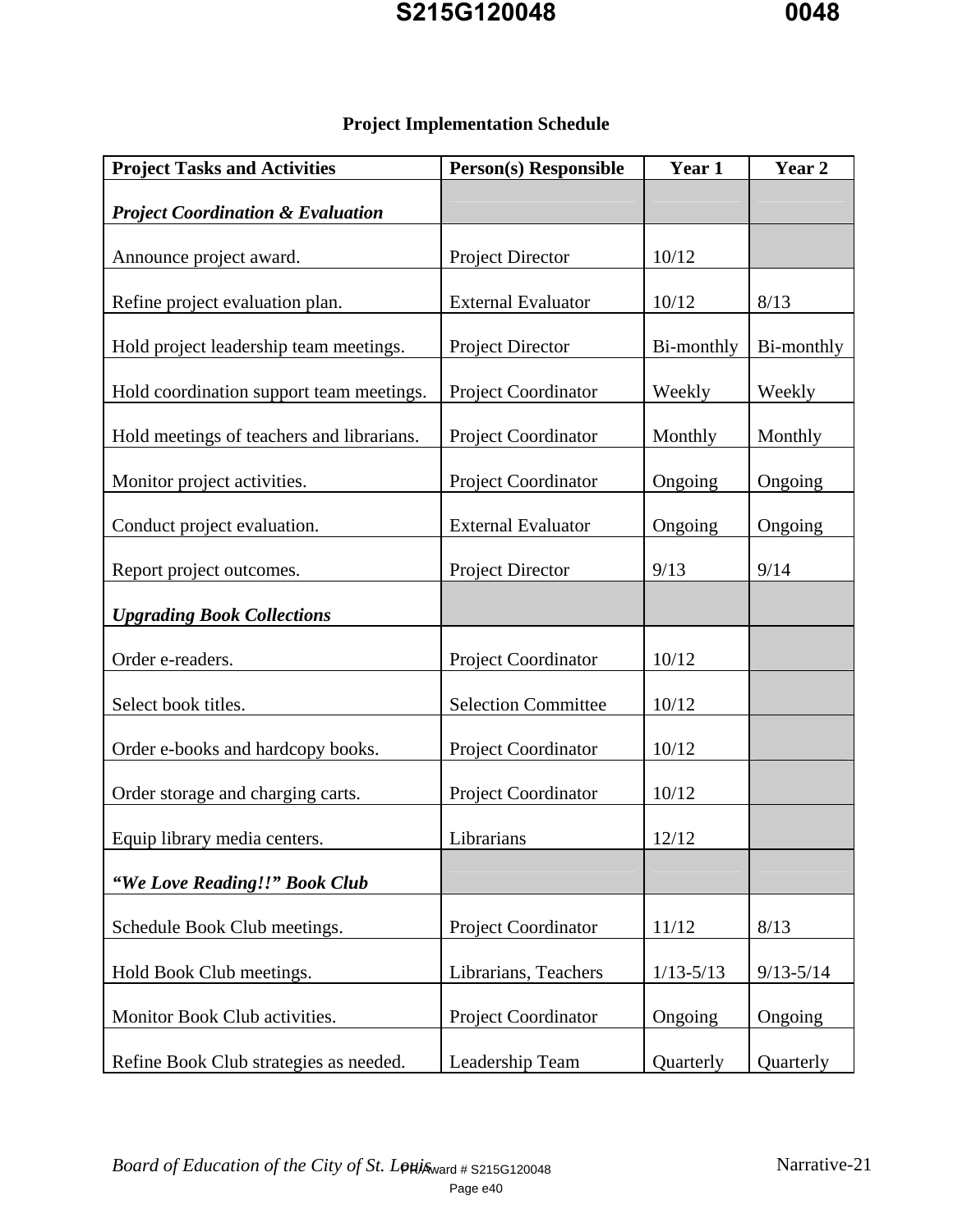## Project Implementation Schedule

| Project Tasks and Activities | Person(s) Responsible | Year 1 | Year 2 |
|---|---|---|---|
| ***Project Coordination & Evaluation*** | | | |
| Announce project award. | Project Director | 10/12 | |
| Refine project evaluation plan. | External Evaluator | 10/12 | 8/13 |
| Hold project leadership team meetings. | Project Director | Bi-monthly | Bi-monthly |
| Hold coordination support team meetings. | Project Coordinator | Weekly | Weekly |
| Hold meetings of teachers and librarians. | Project Coordinator | Monthly | Monthly |
| Monitor project activities. | Project Coordinator | Ongoing | Ongoing |
| Conduct project evaluation. | External Evaluator | Ongoing | Ongoing |
| Report project outcomes. | Project Director | 9/13 | 9/14 |
| ***Upgrading Book Collections*** | | | |
| Order e-readers. | Project Coordinator | 10/12 | |
| Select book titles. | Selection Committee | 10/12 | |
| Order e-books and hardcopy books. | Project Coordinator | 10/12 | |
| Order storage and charging carts. | Project Coordinator | 10/12 | |
| Equip library media centers. | Librarians | 12/12 | |
| ***"We Love Reading!!" Book Club*** | | | |
| Schedule Book Club meetings. | Project Coordinator | 11/12 | 8/13 |
| Hold Book Club meetings. | Librarians, Teachers | 1/13-5/13 | 9/13-5/14 |
| Monitor Book Club activities. | Project Coordinator | Ongoing | Ongoing |
| Refine Book Club strategies as needed. | Leadership Team | Quarterly | Quarterly |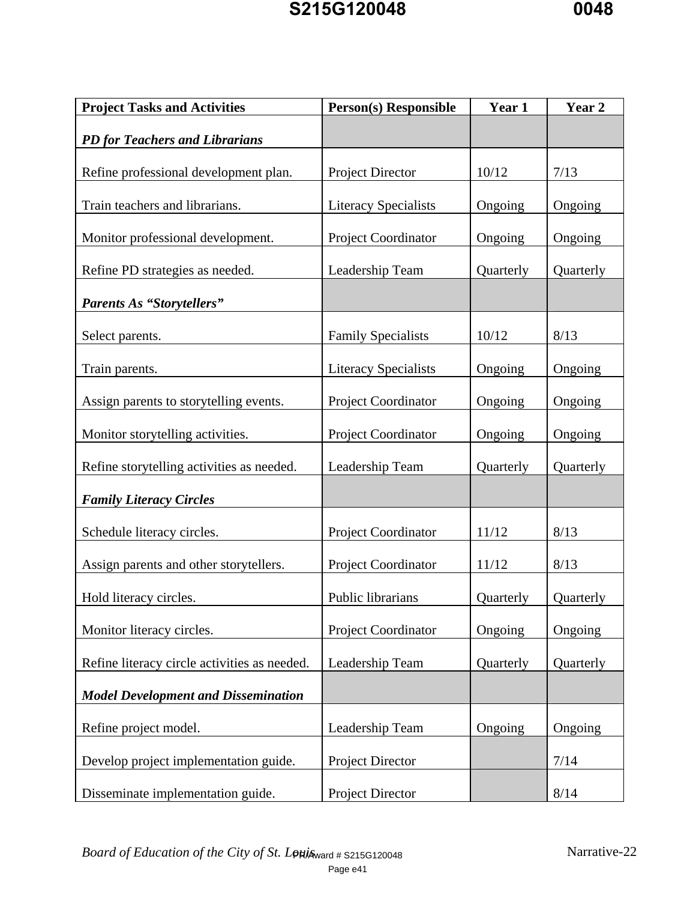| Project Tasks and Activities | Person(s) Responsible | Year 1 | Year 2 |
|---|---|---|---|
| ***PD for Teachers and Librarians*** | | | |
| Refine professional development plan. | Project Director | 10/12 | 7/13 |
| Train teachers and librarians. | Literacy Specialists | Ongoing | Ongoing |
| Monitor professional development. | Project Coordinator | Ongoing | Ongoing |
| Refine PD strategies as needed. | Leadership Team | Quarterly | Quarterly |
| ***Parents As "Storytellers"*** | | | |
| Select parents. | Family Specialists | 10/12 | 8/13 |
| Train parents. | Literacy Specialists | Ongoing | Ongoing |
| Assign parents to storytelling events. | Project Coordinator | Ongoing | Ongoing |
| Monitor storytelling activities. | Project Coordinator | Ongoing | Ongoing |
| Refine storytelling activities as needed. | Leadership Team | Quarterly | Quarterly |
| ***Family Literacy Circles*** | | | |
| Schedule literacy circles. | Project Coordinator | 11/12 | 8/13 |
| Assign parents and other storytellers. | Project Coordinator | 11/12 | 8/13 |
| Hold literacy circles. | Public librarians | Quarterly | Quarterly |
| Monitor literacy circles. | Project Coordinator | Ongoing | Ongoing |
| Refine literacy circle activities as needed. | Leadership Team | Quarterly | Quarterly |
| ***Model Development and Dissemination*** | | | |
| Refine project model. | Leadership Team | Ongoing | Ongoing |
| Develop project implementation guide. | Project Director | | 7/14 |
| Disseminate implementation guide. | Project Director | | 8/14 |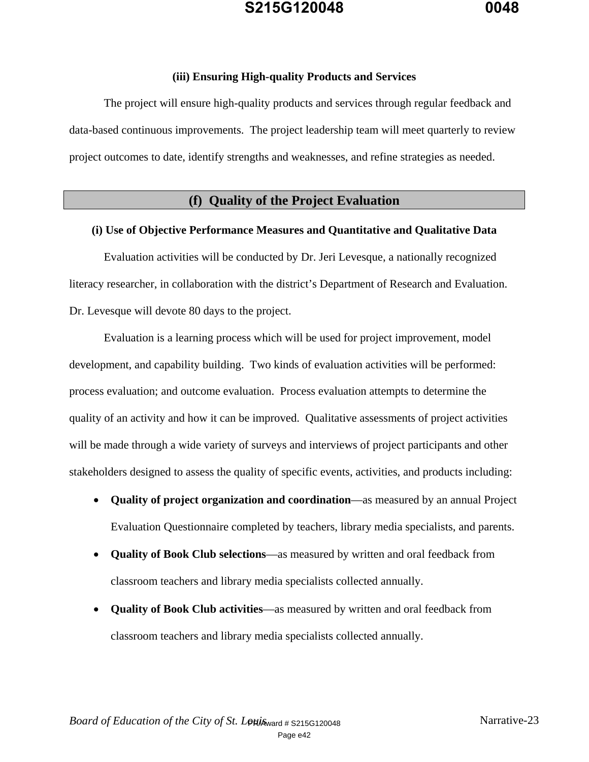### (iii) Ensuring High-quality Products and Services

The project will ensure high-quality products and services through regular feedback and data-based continuous improvements. The project leadership team will meet quarterly to review project outcomes to date, identify strengths and weaknesses, and refine strategies as needed.

## (f) Quality of the Project Evaluation

### (i) Use of Objective Performance Measures and Quantitative and Qualitative Data

Evaluation activities will be conducted by Dr. Jeri Levesque, a nationally recognized literacy researcher, in collaboration with the district's Department of Research and Evaluation. Dr. Levesque will devote 80 days to the project.

Evaluation is a learning process which will be used for project improvement, model development, and capability building. Two kinds of evaluation activities will be performed: process evaluation; and outcome evaluation. Process evaluation attempts to determine the quality of an activity and how it can be improved. Qualitative assessments of project activities will be made through a wide variety of surveys and interviews of project participants and other stakeholders designed to assess the quality of specific events, activities, and products including:

- **Quality of project organization and coordination**—as measured by an annual Project Evaluation Questionnaire completed by teachers, library media specialists, and parents.
- **Quality of Book Club selections**—as measured by written and oral feedback from classroom teachers and library media specialists collected annually.
- **Quality of Book Club activities**—as measured by written and oral feedback from classroom teachers and library media specialists collected annually.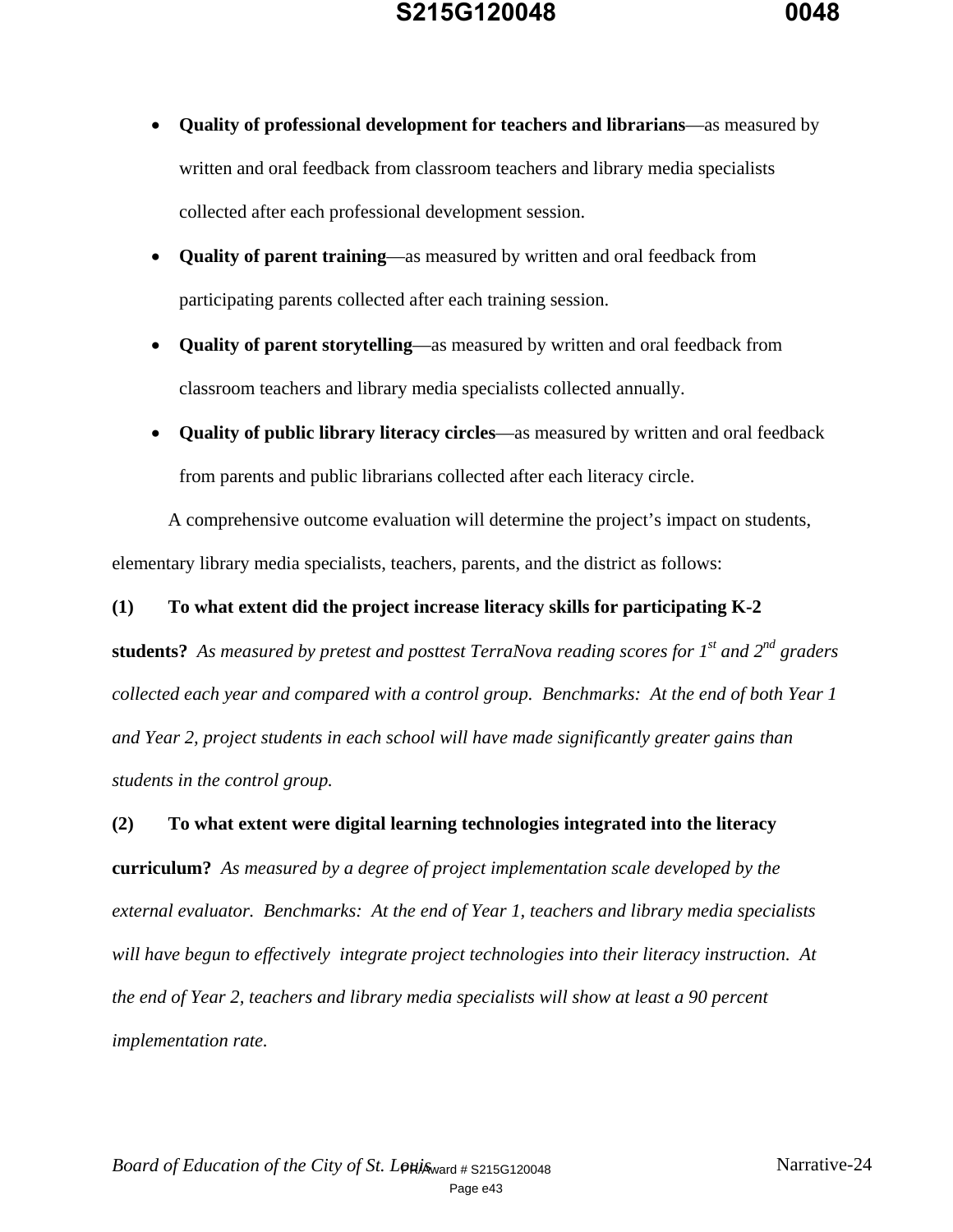- **Quality of professional development for teachers and librarians**—as measured by written and oral feedback from classroom teachers and library media specialists collected after each professional development session.
- **Quality of parent training**—as measured by written and oral feedback from participating parents collected after each training session.
- **Quality of parent storytelling**—as measured by written and oral feedback from classroom teachers and library media specialists collected annually.
- **Quality of public library literacy circles**—as measured by written and oral feedback from parents and public librarians collected after each literacy circle.

A comprehensive outcome evaluation will determine the project's impact on students, elementary library media specialists, teachers, parents, and the district as follows:

**(1) To what extent did the project increase literacy skills for participating K-2 students?** *As measured by pretest and posttest TerraNova reading scores for 1st and 2nd graders collected each year and compared with a control group. Benchmarks: At the end of both Year 1 and Year 2, project students in each school will have made significantly greater gains than students in the control group.*

**(2) To what extent were digital learning technologies integrated into the literacy curriculum?** *As measured by a degree of project implementation scale developed by the external evaluator. Benchmarks: At the end of Year 1, teachers and library media specialists will have begun to effectively integrate project technologies into their literacy instruction. At the end of Year 2, teachers and library media specialists will show at least a 90 percent implementation rate.*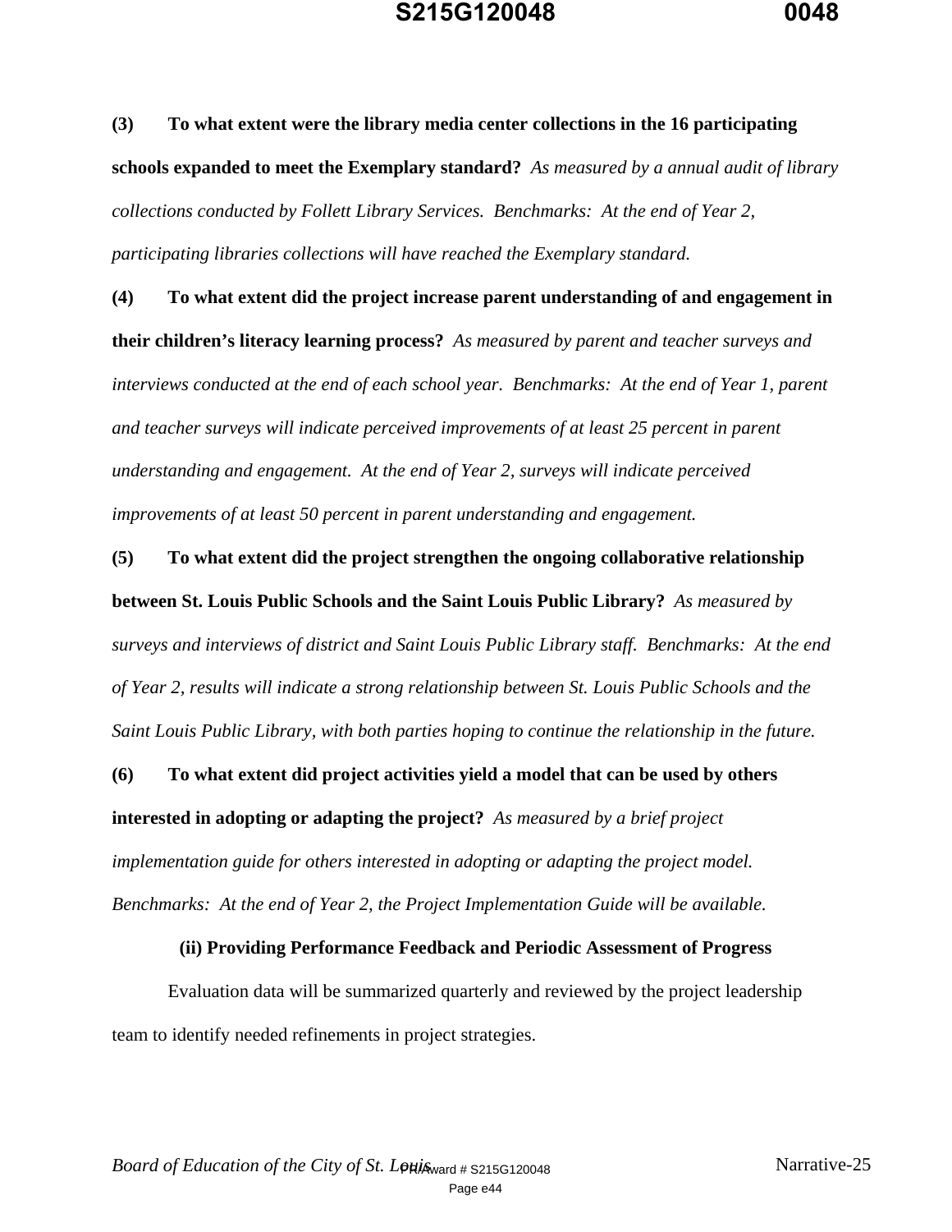**(3) To what extent were the library media center collections in the 16 participating schools expanded to meet the Exemplary standard?** *As measured by a annual audit of library collections conducted by Follett Library Services. Benchmarks: At the end of Year 2, participating libraries collections will have reached the Exemplary standard.*

**(4) To what extent did the project increase parent understanding of and engagement in their children's literacy learning process?** *As measured by parent and teacher surveys and interviews conducted at the end of each school year. Benchmarks: At the end of Year 1, parent and teacher surveys will indicate perceived improvements of at least 25 percent in parent understanding and engagement. At the end of Year 2, surveys will indicate perceived improvements of at least 50 percent in parent understanding and engagement.*

**(5) To what extent did the project strengthen the ongoing collaborative relationship between St. Louis Public Schools and the Saint Louis Public Library?** *As measured by surveys and interviews of district and Saint Louis Public Library staff. Benchmarks: At the end of Year 2, results will indicate a strong relationship between St. Louis Public Schools and the Saint Louis Public Library, with both parties hoping to continue the relationship in the future.*

**(6) To what extent did project activities yield a model that can be used by others interested in adopting or adapting the project?** *As measured by a brief project implementation guide for others interested in adopting or adapting the project model. Benchmarks: At the end of Year 2, the Project Implementation Guide will be available.*

**(ii) Providing Performance Feedback and Periodic Assessment of Progress**

Evaluation data will be summarized quarterly and reviewed by the project leadership team to identify needed refinements in project strategies.